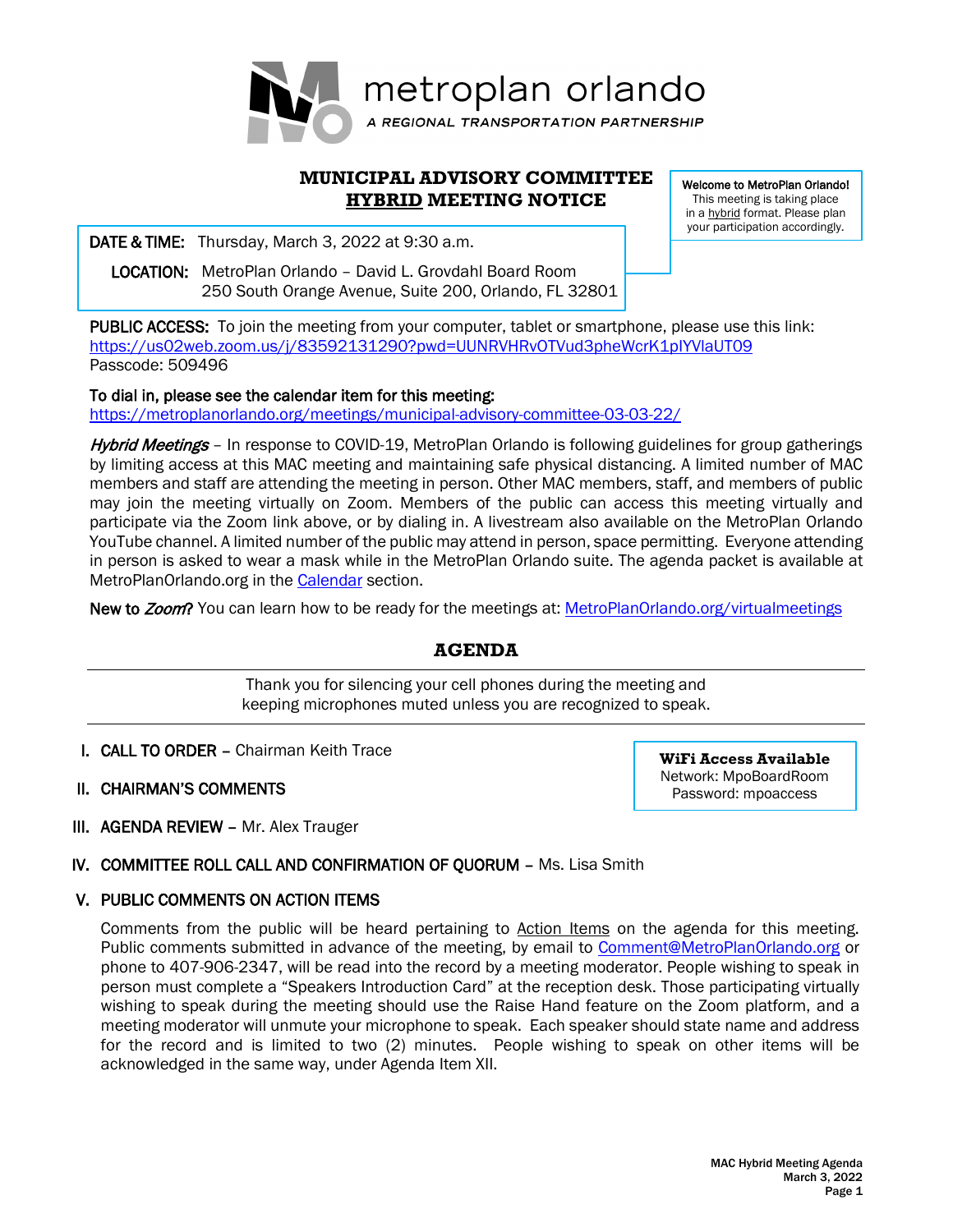metroplan orlando

*A REGIONAL TRANSPORTATION PARTNERSHIP*

# MUNICIPAL ADVISORY COMMITTEE
# HYBRID MEETING NOTICE

**Welcome to MetroPlan Orlando!**
This meeting is taking place in a hybrid format. Please plan your participation accordingly.

**DATE & TIME:** Thursday, March 3, 2022 at 9:30 a.m.

**LOCATION:** MetroPlan Orlando – David L. Grovdahl Board Room
250 South Orange Avenue, Suite 200, Orlando, FL 32801

**PUBLIC ACCESS:** To join the meeting from your computer, tablet or smartphone, please use this link:
https://us02web.zoom.us/j/83592131290?pwd=UUNRVHRvOTVud3pheWcrK1plYVlaUT09
Passcode: 509496

**To dial in, please see the calendar item for this meeting:**
https://metroplanorlando.org/meetings/municipal-advisory-committee-03-03-22/

***Hybrid Meetings*** – In response to COVID-19, MetroPlan Orlando is following guidelines for group gatherings by limiting access at this MAC meeting and maintaining safe physical distancing. A limited number of MAC members and staff are attending the meeting in person. Other MAC members, staff, and members of public may join the meeting virtually on Zoom. Members of the public can access this meeting virtually and participate via the Zoom link above, or by dialing in. A livestream also available on the MetroPlan Orlando YouTube channel. A limited number of the public may attend in person, space permitting. Everyone attending in person is asked to wear a mask while in the MetroPlan Orlando suite. The agenda packet is available at MetroPlanOrlando.org in the Calendar section.

**New to *Zoom*?** You can learn how to be ready for the meetings at: MetroPlanOrlando.org/virtualmeetings

## AGENDA

Thank you for silencing your cell phones during the meeting and keeping microphones muted unless you are recognized to speak.

**WiFi Access Available**
Network: MpoBoardRoom
Password: mpoaccess

I. **CALL TO ORDER** – Chairman Keith Trace

II. **CHAIRMAN'S COMMENTS**

III. **AGENDA REVIEW** – Mr. Alex Trauger

IV. **COMMITTEE ROLL CALL AND CONFIRMATION OF QUORUM** – Ms. Lisa Smith

V. **PUBLIC COMMENTS ON ACTION ITEMS**

Comments from the public will be heard pertaining to Action Items on the agenda for this meeting. Public comments submitted in advance of the meeting, by email to Comment@MetroPlanOrlando.org or phone to 407-906-2347, will be read into the record by a meeting moderator. People wishing to speak in person must complete a "Speakers Introduction Card" at the reception desk. Those participating virtually wishing to speak during the meeting should use the Raise Hand feature on the Zoom platform, and a meeting moderator will unmute your microphone to speak. Each speaker should state name and address for the record and is limited to two (2) minutes. People wishing to speak on other items will be acknowledged in the same way, under Agenda Item XII.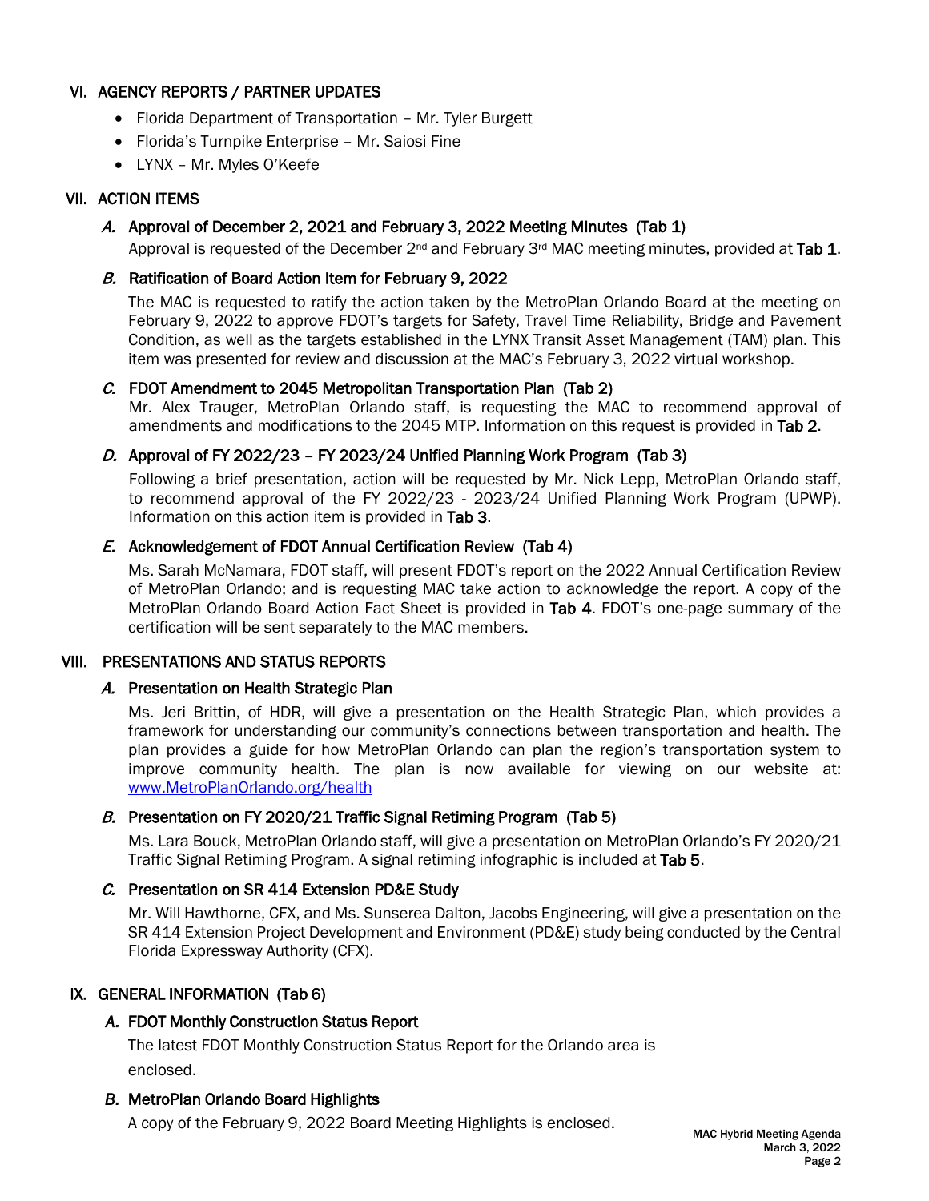## VI. AGENCY REPORTS / PARTNER UPDATES

- Florida Department of Transportation – Mr. Tyler Burgett
- Florida's Turnpike Enterprise – Mr. Saiosi Fine
- LYNX – Mr. Myles O'Keefe

## VII. ACTION ITEMS

### *A.* Approval of December 2, 2021 and February 3, 2022 Meeting Minutes (Tab 1)

Approval is requested of the December 2nd and February 3rd MAC meeting minutes, provided at **Tab 1**.

### *B.* Ratification of Board Action Item for February 9, 2022

The MAC is requested to ratify the action taken by the MetroPlan Orlando Board at the meeting on February 9, 2022 to approve FDOT's targets for Safety, Travel Time Reliability, Bridge and Pavement Condition, as well as the targets established in the LYNX Transit Asset Management (TAM) plan. This item was presented for review and discussion at the MAC's February 3, 2022 virtual workshop.

### *C.* FDOT Amendment to 2045 Metropolitan Transportation Plan (Tab 2)

Mr. Alex Trauger, MetroPlan Orlando staff, is requesting the MAC to recommend approval of amendments and modifications to the 2045 MTP. Information on this request is provided in **Tab 2**.

### *D.* Approval of FY 2022/23 – FY 2023/24 Unified Planning Work Program (Tab 3)

Following a brief presentation, action will be requested by Mr. Nick Lepp, MetroPlan Orlando staff, to recommend approval of the FY 2022/23 - 2023/24 Unified Planning Work Program (UPWP). Information on this action item is provided in **Tab 3**.

### *E.* Acknowledgement of FDOT Annual Certification Review (Tab 4)

Ms. Sarah McNamara, FDOT staff, will present FDOT's report on the 2022 Annual Certification Review of MetroPlan Orlando; and is requesting MAC take action to acknowledge the report. A copy of the MetroPlan Orlando Board Action Fact Sheet is provided in **Tab 4**. FDOT's one-page summary of the certification will be sent separately to the MAC members.

## VIII. PRESENTATIONS AND STATUS REPORTS

### *A.* Presentation on Health Strategic Plan

Ms. Jeri Brittin, of HDR, will give a presentation on the Health Strategic Plan, which provides a framework for understanding our community's connections between transportation and health. The plan provides a guide for how MetroPlan Orlando can plan the region's transportation system to improve community health. The plan is now available for viewing on our website at: [www.MetroPlanOrlando.org/health](http://www.MetroPlanOrlando.org/health)

### *B.* Presentation on FY 2020/21 Traffic Signal Retiming Program (Tab 5)

Ms. Lara Bouck, MetroPlan Orlando staff, will give a presentation on MetroPlan Orlando's FY 2020/21 Traffic Signal Retiming Program. A signal retiming infographic is included at **Tab 5**.

### *C.* Presentation on SR 414 Extension PD&E Study

Mr. Will Hawthorne, CFX, and Ms. Sunserea Dalton, Jacobs Engineering, will give a presentation on the SR 414 Extension Project Development and Environment (PD&E) study being conducted by the Central Florida Expressway Authority (CFX).

## IX. GENERAL INFORMATION (Tab 6)

### *A.* FDOT Monthly Construction Status Report

The latest FDOT Monthly Construction Status Report for the Orlando area is enclosed.

### *B.* MetroPlan Orlando Board Highlights

A copy of the February 9, 2022 Board Meeting Highlights is enclosed.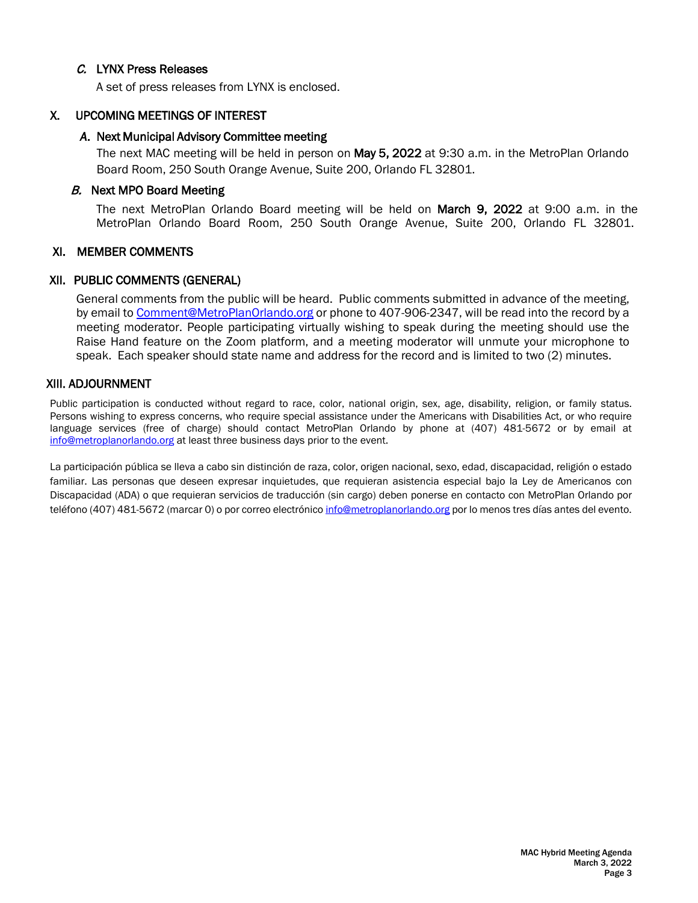### *C.* LYNX Press Releases

A set of press releases from LYNX is enclosed.

## X. UPCOMING MEETINGS OF INTEREST

### *A.* Next Municipal Advisory Committee meeting

The next MAC meeting will be held in person on **May 5, 2022** at 9:30 a.m. in the MetroPlan Orlando Board Room, 250 South Orange Avenue, Suite 200, Orlando FL 32801.

### *B.* Next MPO Board Meeting

The next MetroPlan Orlando Board meeting will be held on **March 9, 2022** at 9:00 a.m. in the MetroPlan Orlando Board Room, 250 South Orange Avenue, Suite 200, Orlando FL 32801.

## XI. MEMBER COMMENTS

## XII. PUBLIC COMMENTS (GENERAL)

General comments from the public will be heard. Public comments submitted in advance of the meeting, by email to Comment@MetroPlanOrlando.org or phone to 407-906-2347, will be read into the record by a meeting moderator. People participating virtually wishing to speak during the meeting should use the Raise Hand feature on the Zoom platform, and a meeting moderator will unmute your microphone to speak. Each speaker should state name and address for the record and is limited to two (2) minutes.

## XIII. ADJOURNMENT

Public participation is conducted without regard to race, color, national origin, sex, age, disability, religion, or family status. Persons wishing to express concerns, who require special assistance under the Americans with Disabilities Act, or who require language services (free of charge) should contact MetroPlan Orlando by phone at (407) 481-5672 or by email at info@metroplanorlando.org at least three business days prior to the event.

La participación pública se lleva a cabo sin distinción de raza, color, origen nacional, sexo, edad, discapacidad, religión o estado familiar. Las personas que deseen expresar inquietudes, que requieran asistencia especial bajo la Ley de Americanos con Discapacidad (ADA) o que requieran servicios de traducción (sin cargo) deben ponerse en contacto con MetroPlan Orlando por teléfono (407) 481-5672 (marcar 0) o por correo electrónico info@metroplanorlando.org por lo menos tres días antes del evento.